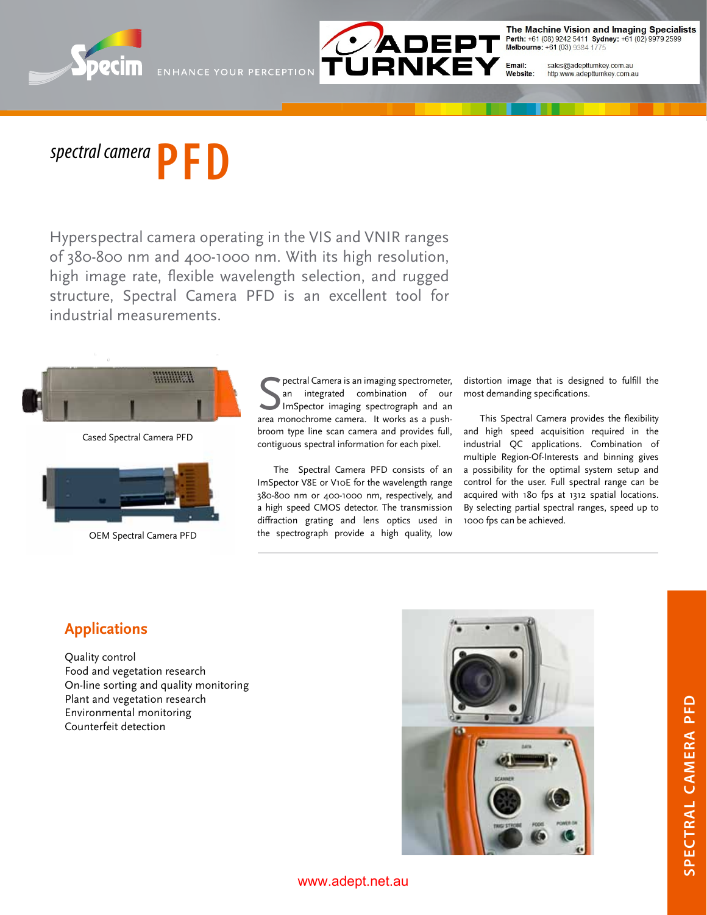The Machine Vision and Imaging Specialists
Perth: +61 (08) 9242 5411 Sydney: +61 (02) 9979 2599
Melbourne: +61 (03) 9384 1775

Email: sales@adeptturnkey.com.au
Website: http:www.adeptturnkey.com.au

# *spectral camera* PFD

Hyperspectral camera operating in the VIS and VNIR ranges of 380-800 nm and 400-1000 nm. With its high resolution, high image rate, flexible wavelength selection, and rugged structure, Spectral Camera PFD is an excellent tool for industrial measurements.

Cased Spectral Camera PFD

OEM Spectral Camera PFD

Spectral Camera is an imaging spectrometer, an integrated combination of our ImSpector imaging spectrograph and an area monochrome camera. It works as a push-broom type line scan camera and provides full, contiguous spectral information for each pixel.

The Spectral Camera PFD consists of an ImSpector V8E or V10E for the wavelength range 380-800 nm or 400-1000 nm, respectively, and a high speed CMOS detector. The transmission diffraction grating and lens optics used in the spectrograph provide a high quality, low distortion image that is designed to fulfill the most demanding specifications.

This Spectral Camera provides the flexibility and high speed acquisition required in the industrial QC applications. Combination of multiple Region-Of-Interests and binning gives a possibility for the optimal system setup and control for the user. Full spectral range can be acquired with 180 fps at 1312 spatial locations. By selecting partial spectral ranges, speed up to 1000 fps can be achieved.

## Applications

Quality control
Food and vegetation research
On-line sorting and quality monitoring
Plant and vegetation research
Environmental monitoring
Counterfeit detection

www.adept.net.au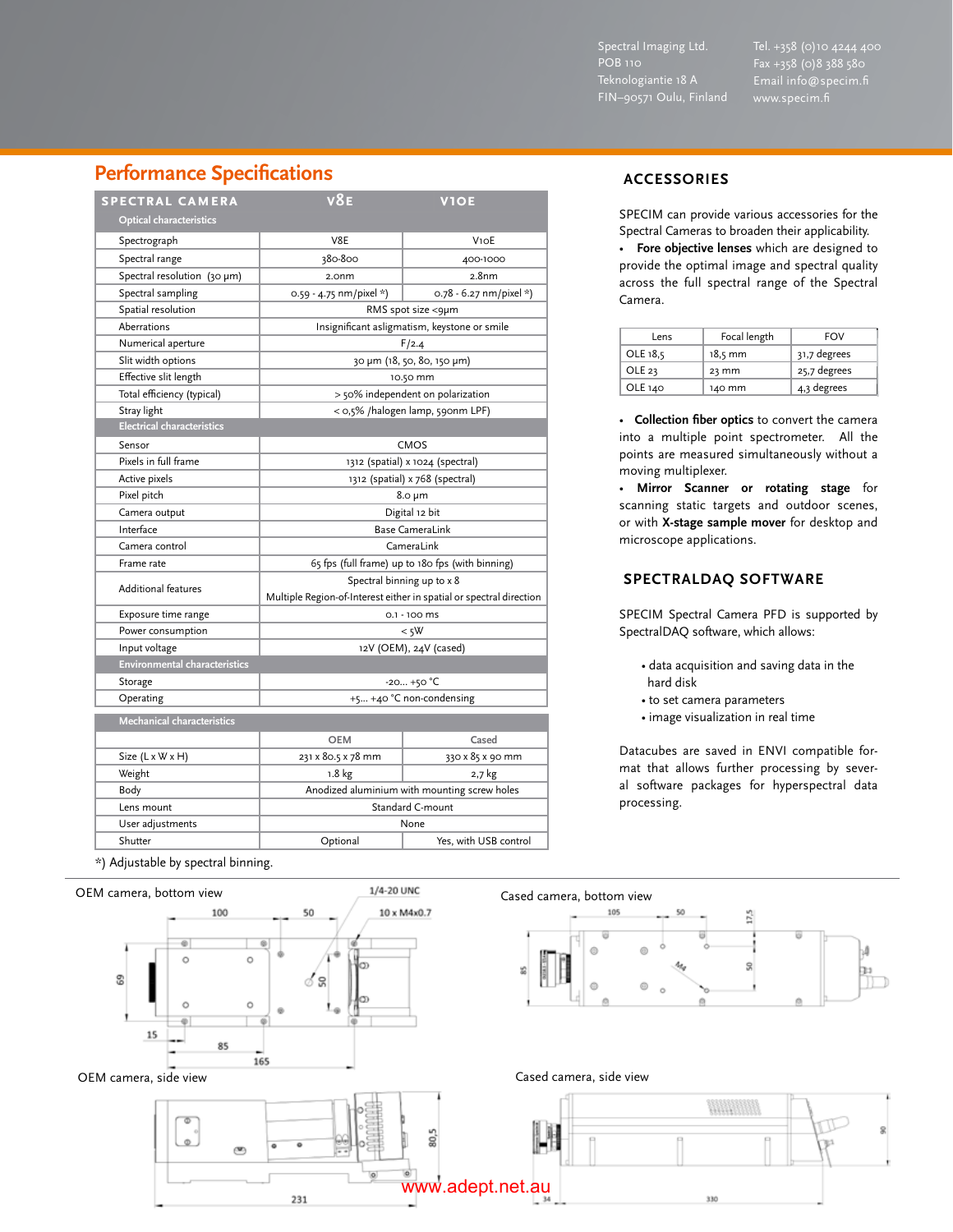Spectral Imaging Ltd.
POB 110
Teknologiantie 18 A
FIN–90571 Oulu, Finland

Tel. +358 (0)10 4244 400
Fax +358 (0)8 388 580
Email info@specim.fi
www.specim.fi

## Performance Specifications

| SPECTRAL CAMERA | V8E | V10E |
|---|---|---|
| **Optical characteristics** | | |
| Spectrograph | V8E | V10E |
| Spectral range | 380-800 | 400-1000 |
| Spectral resolution (30 µm) | 2.0nm | 2.8nm |
| Spectral sampling | 0.59 - 4.75 nm/pixel *) | 0.78 - 6.27 nm/pixel *) |
| Spatial resolution | RMS spot size <9µm | |
| Aberrations | Insignificant asligmatism, keystone or smile | |
| Numerical aperture | F/2.4 | |
| Slit width options | 30 µm (18, 50, 80, 150 µm) | |
| Effective slit length | 10.50 mm | |
| Total efficiency (typical) | > 50% independent on polarization | |
| Stray light | < 0,5% /halogen lamp, 590nm LPF) | |
| **Electrical characteristics** | | |
| Sensor | CMOS | |
| Pixels in full frame | 1312 (spatial) x 1024 (spectral) | |
| Active pixels | 1312 (spatial) x 768 (spectral) | |
| Pixel pitch | 8.0 µm | |
| Camera output | Digital 12 bit | |
| Interface | Base CameraLink | |
| Camera control | CameraLink | |
| Frame rate | 65 fps (full frame) up to 180 fps (with binning) | |
| Additional features | Spectral binning up to x 8<br>Multiple Region-of-Interest either in spatial or spectral direction | |
| Exposure time range | 0.1 - 100 ms | |
| Power consumption | < 5W | |
| Input voltage | 12V (OEM), 24V (cased) | |
| **Environmental characteristics** | | |
| Storage | -20... +50 °C | |
| Operating | +5... +40 °C non-condensing | |
| **Mechanical characteristics** | | |
| | OEM | Cased |
| Size (L x W x H) | 231 x 80.5 x 78 mm | 330 x 85 x 90 mm |
| Weight | 1.8 kg | 2,7 kg |
| Body | Anodized aluminium with mounting screw holes | |
| Lens mount | Standard C-mount | |
| User adjustments | None | |
| Shutter | Optional | Yes, with USB control |

*) Adjustable by spectral binning.

## ACCESSORIES

SPECIM can provide various accessories for the Spectral Cameras to broaden their applicability.

- **Fore objective lenses** which are designed to provide the optimal image and spectral quality across the full spectral range of the Spectral Camera.

| Lens | Focal length | FOV |
|---|---|---|
| OLE 18,5 | 18,5 mm | 31,7 degrees |
| OLE 23 | 23 mm | 25,7 degrees |
| OLE 140 | 140 mm | 4,3 degrees |

- **Collection fiber optics** to convert the camera into a multiple point spectrometer. All the points are measured simultaneously without a moving multiplexer.
- **Mirror Scanner or rotating stage** for scanning static targets and outdoor scenes, or with **X-stage sample mover** for desktop and microscope applications.

## SPECTRALDAQ SOFTWARE

SPECIM Spectral Camera PFD is supported by SpectralDAQ software, which allows:

- data acquisition and saving data in the hard disk
- to set camera parameters
- image visualization in real time

Datacubes are saved in ENVI compatible format that allows further processing by several software packages for hyperspectral data processing.

OEM camera, bottom view

1/4-20 UNC
10 x M4x0.7
100
50
69
50
15
85
165

Cased camera, bottom view

105
50
17,5
85
50
M4

OEM camera, side view

80,5
231

Cased camera, side view

90
34
330

www.adept.net.au